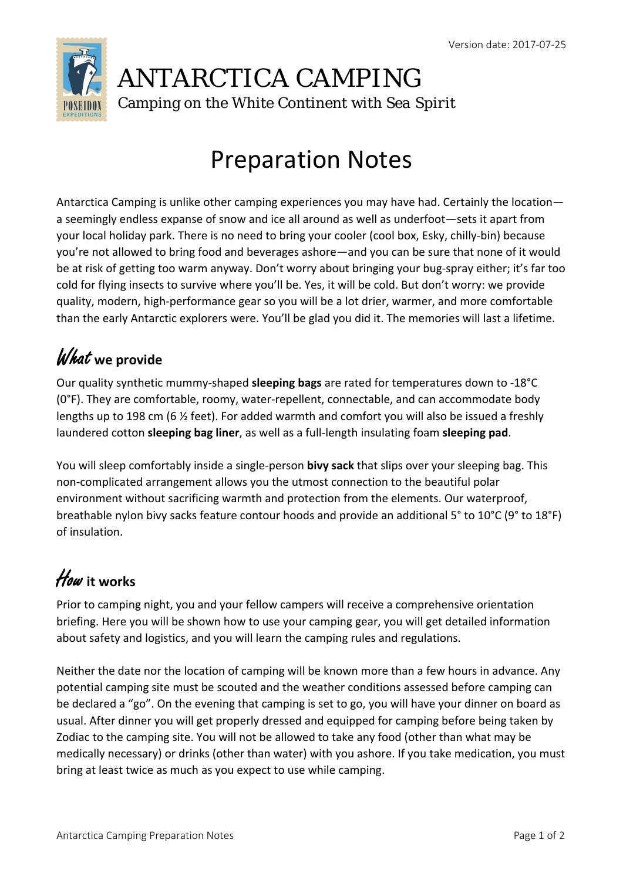Version date: 2017-07-25

# ANTARCTICA CAMPING

Camping on the White Continent with Sea Spirit

# Preparation Notes

Antarctica Camping is unlike other camping experiences you may have had. Certainly the location—a seemingly endless expanse of snow and ice all around as well as underfoot—sets it apart from your local holiday park. There is no need to bring your cooler (cool box, Esky, chilly-bin) because you're not allowed to bring food and beverages ashore—and you can be sure that none of it would be at risk of getting too warm anyway. Don't worry about bringing your bug-spray either; it's far too cold for flying insects to survive where you'll be. Yes, it will be cold. But don't worry: we provide quality, modern, high-performance gear so you will be a lot drier, warmer, and more comfortable than the early Antarctic explorers were. You'll be glad you did it. The memories will last a lifetime.

## *What* we provide

Our quality synthetic mummy-shaped **sleeping bags** are rated for temperatures down to -18°C (0°F). They are comfortable, roomy, water-repellent, connectable, and can accommodate body lengths up to 198 cm (6 ½ feet). For added warmth and comfort you will also be issued a freshly laundered cotton **sleeping bag liner**, as well as a full-length insulating foam **sleeping pad**.

You will sleep comfortably inside a single-person **bivy sack** that slips over your sleeping bag. This non-complicated arrangement allows you the utmost connection to the beautiful polar environment without sacrificing warmth and protection from the elements. Our waterproof, breathable nylon bivy sacks feature contour hoods and provide an additional 5° to 10°C (9° to 18°F) of insulation.

## *How* it works

Prior to camping night, you and your fellow campers will receive a comprehensive orientation briefing. Here you will be shown how to use your camping gear, you will get detailed information about safety and logistics, and you will learn the camping rules and regulations.

Neither the date nor the location of camping will be known more than a few hours in advance. Any potential camping site must be scouted and the weather conditions assessed before camping can be declared a "go". On the evening that camping is set to go, you will have your dinner on board as usual. After dinner you will get properly dressed and equipped for camping before being taken by Zodiac to the camping site. You will not be allowed to take any food (other than what may be medically necessary) or drinks (other than water) with you ashore. If you take medication, you must bring at least twice as much as you expect to use while camping.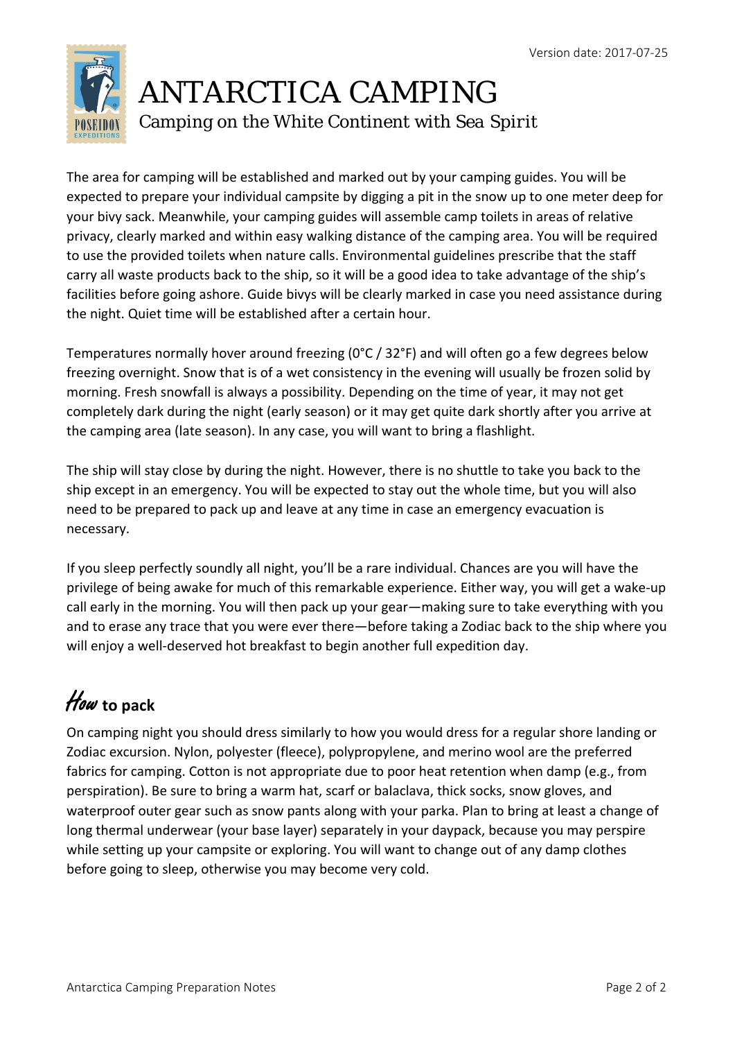# ANTARCTICA CAMPING

Camping on the White Continent with Sea Spirit

The area for camping will be established and marked out by your camping guides. You will be expected to prepare your individual campsite by digging a pit in the snow up to one meter deep for your bivy sack. Meanwhile, your camping guides will assemble camp toilets in areas of relative privacy, clearly marked and within easy walking distance of the camping area. You will be required to use the provided toilets when nature calls. Environmental guidelines prescribe that the staff carry all waste products back to the ship, so it will be a good idea to take advantage of the ship's facilities before going ashore. Guide bivys will be clearly marked in case you need assistance during the night. Quiet time will be established after a certain hour.

Temperatures normally hover around freezing (0°C / 32°F) and will often go a few degrees below freezing overnight. Snow that is of a wet consistency in the evening will usually be frozen solid by morning. Fresh snowfall is always a possibility. Depending on the time of year, it may not get completely dark during the night (early season) or it may get quite dark shortly after you arrive at the camping area (late season). In any case, you will want to bring a flashlight.

The ship will stay close by during the night. However, there is no shuttle to take you back to the ship except in an emergency. You will be expected to stay out the whole time, but you will also need to be prepared to pack up and leave at any time in case an emergency evacuation is necessary.

If you sleep perfectly soundly all night, you'll be a rare individual. Chances are you will have the privilege of being awake for much of this remarkable experience. Either way, you will get a wake-up call early in the morning. You will then pack up your gear—making sure to take everything with you and to erase any trace that you were ever there—before taking a Zodiac back to the ship where you will enjoy a well-deserved hot breakfast to begin another full expedition day.

## *How* to pack

On camping night you should dress similarly to how you would dress for a regular shore landing or Zodiac excursion. Nylon, polyester (fleece), polypropylene, and merino wool are the preferred fabrics for camping. Cotton is not appropriate due to poor heat retention when damp (e.g., from perspiration). Be sure to bring a warm hat, scarf or balaclava, thick socks, snow gloves, and waterproof outer gear such as snow pants along with your parka. Plan to bring at least a change of long thermal underwear (your base layer) separately in your daypack, because you may perspire while setting up your campsite or exploring. You will want to change out of any damp clothes before going to sleep, otherwise you may become very cold.